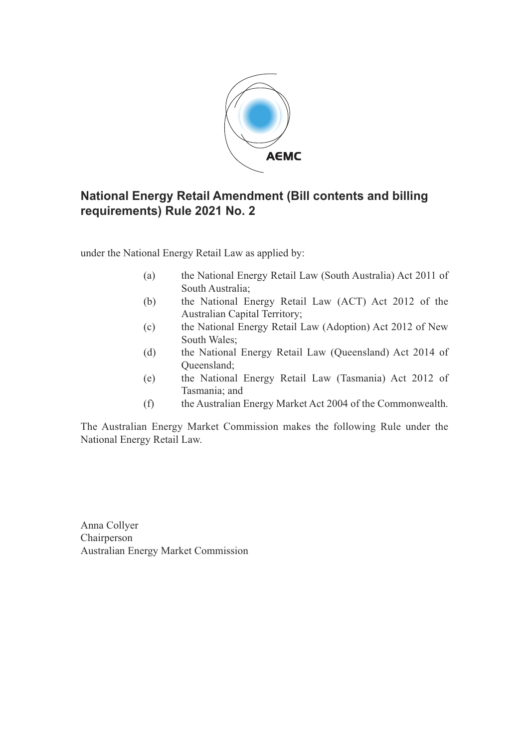# National Energy Retail Amendment (Bill contents and billing requirements) Rule 2021 No. 2

under the National Energy Retail Law as applied by:

(a) the National Energy Retail Law (South Australia) Act 2011 of South Australia;

(b) the National Energy Retail Law (ACT) Act 2012 of the Australian Capital Territory;

(c) the National Energy Retail Law (Adoption) Act 2012 of New South Wales;

(d) the National Energy Retail Law (Queensland) Act 2014 of Queensland;

(e) the National Energy Retail Law (Tasmania) Act 2012 of Tasmania; and

(f) the Australian Energy Market Act 2004 of the Commonwealth.

The Australian Energy Market Commission makes the following Rule under the National Energy Retail Law.

Anna Collyer
Chairperson
Australian Energy Market Commission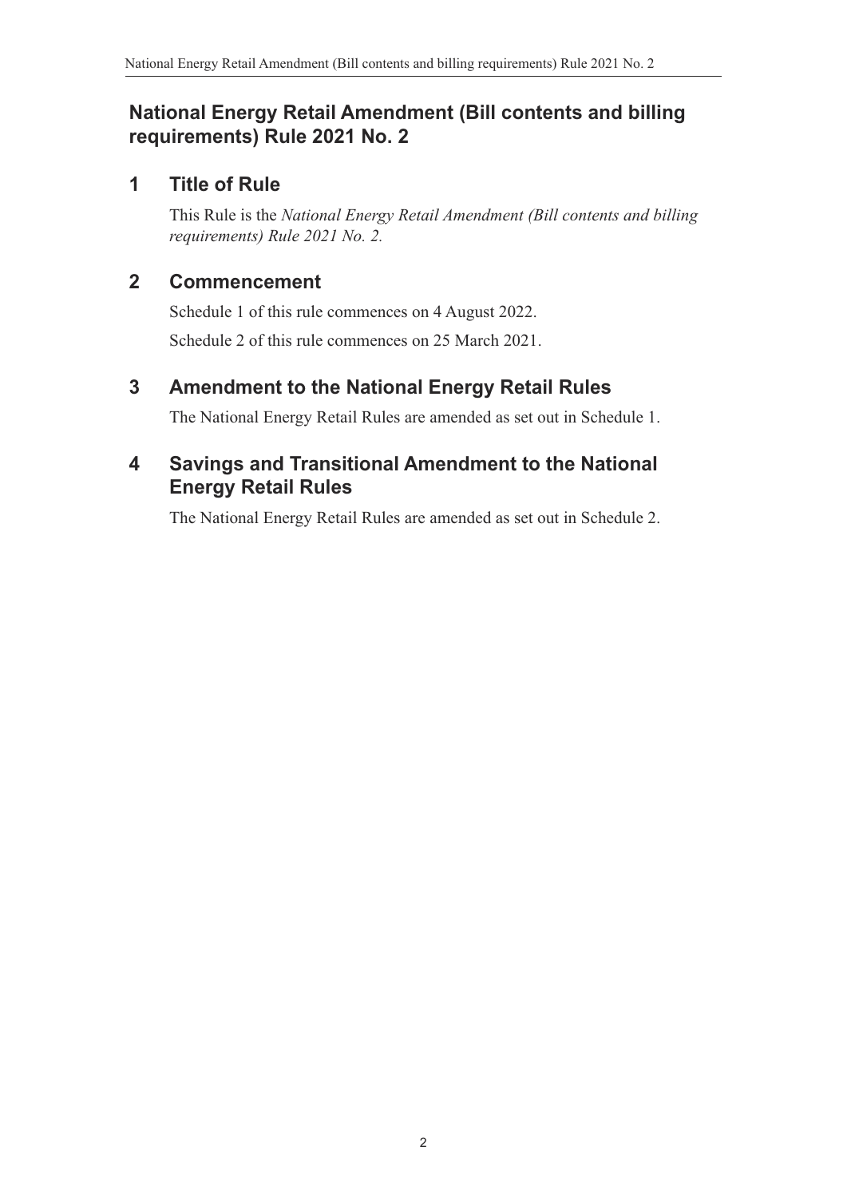# National Energy Retail Amendment (Bill contents and billing requirements) Rule 2021 No. 2

## 1 Title of Rule

This Rule is the *National Energy Retail Amendment (Bill contents and billing requirements) Rule 2021 No. 2.*

## 2 Commencement

Schedule 1 of this rule commences on 4 August 2022.

Schedule 2 of this rule commences on 25 March 2021.

## 3 Amendment to the National Energy Retail Rules

The National Energy Retail Rules are amended as set out in Schedule 1.

## 4 Savings and Transitional Amendment to the National Energy Retail Rules

The National Energy Retail Rules are amended as set out in Schedule 2.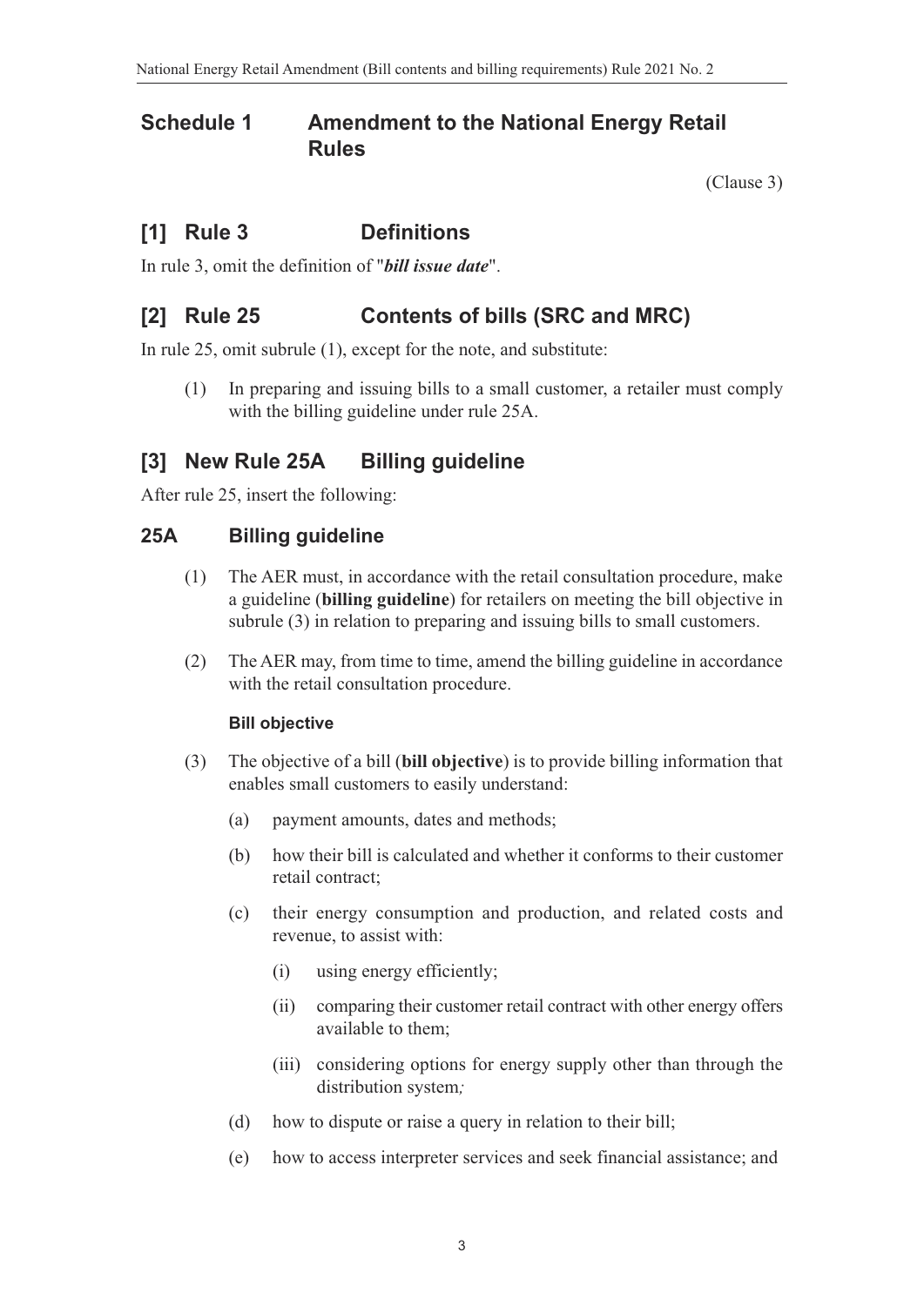# Schedule 1 Amendment to the National Energy Retail Rules

(Clause 3)

## [1] Rule 3 Definitions

In rule 3, omit the definition of "***bill issue date***".

## [2] Rule 25 Contents of bills (SRC and MRC)

In rule 25, omit subrule (1), except for the note, and substitute:

(1) In preparing and issuing bills to a small customer, a retailer must comply with the billing guideline under rule 25A.

## [3] New Rule 25A Billing guideline

After rule 25, insert the following:

### 25A Billing guideline

(1) The AER must, in accordance with the retail consultation procedure, make a guideline (**billing guideline**) for retailers on meeting the bill objective in subrule (3) in relation to preparing and issuing bills to small customers.

(2) The AER may, from time to time, amend the billing guideline in accordance with the retail consultation procedure.

#### Bill objective

(3) The objective of a bill (**bill objective**) is to provide billing information that enables small customers to easily understand:

- (a) payment amounts, dates and methods;
- (b) how their bill is calculated and whether it conforms to their customer retail contract;
- (c) their energy consumption and production, and related costs and revenue, to assist with:
  - (i) using energy efficiently;
  - (ii) comparing their customer retail contract with other energy offers available to them;
  - (iii) considering options for energy supply other than through the distribution system;
- (d) how to dispute or raise a query in relation to their bill;
- (e) how to access interpreter services and seek financial assistance; and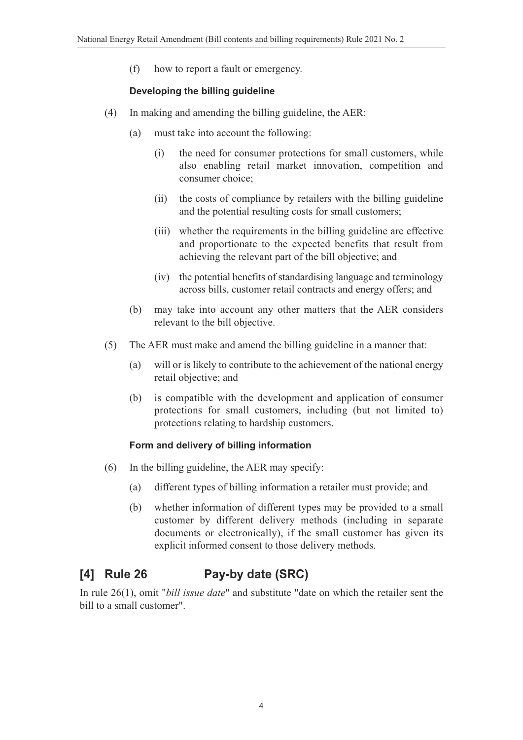(f) how to report a fault or emergency.

**Developing the billing guideline**

(4) In making and amending the billing guideline, the AER:

(a) must take into account the following:

(i) the need for consumer protections for small customers, while also enabling retail market innovation, competition and consumer choice;

(ii) the costs of compliance by retailers with the billing guideline and the potential resulting costs for small customers;

(iii) whether the requirements in the billing guideline are effective and proportionate to the expected benefits that result from achieving the relevant part of the bill objective; and

(iv) the potential benefits of standardising language and terminology across bills, customer retail contracts and energy offers; and

(b) may take into account any other matters that the AER considers relevant to the bill objective.

(5) The AER must make and amend the billing guideline in a manner that:

(a) will or is likely to contribute to the achievement of the national energy retail objective; and

(b) is compatible with the development and application of consumer protections for small customers, including (but not limited to) protections relating to hardship customers.

**Form and delivery of billing information**

(6) In the billing guideline, the AER may specify:

(a) different types of billing information a retailer must provide; and

(b) whether information of different types may be provided to a small customer by different delivery methods (including in separate documents or electronically), if the small customer has given its explicit informed consent to those delivery methods.

## [4] Rule 26 Pay-by date (SRC)

In rule 26(1), omit "*bill issue date*" and substitute "date on which the retailer sent the bill to a small customer".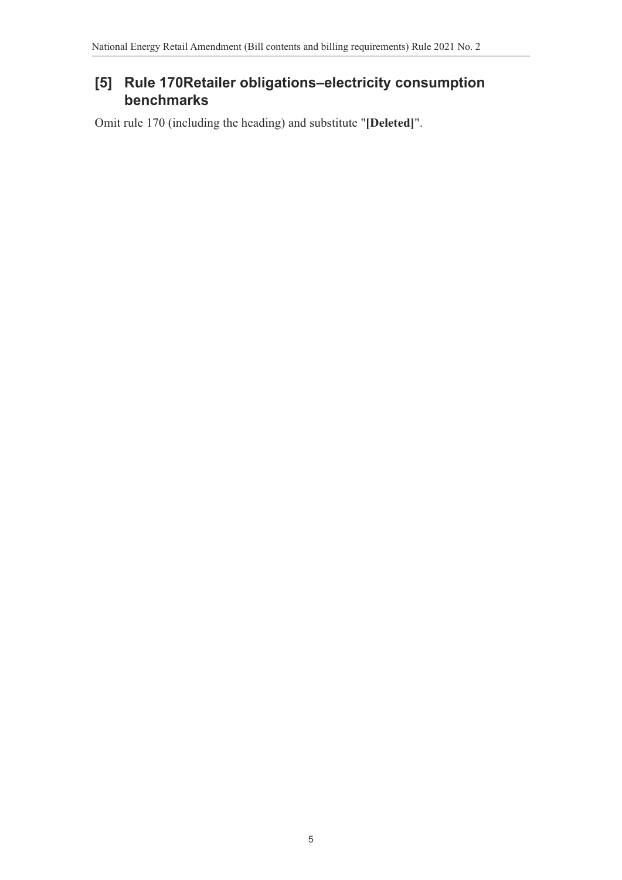## [5] Rule 170Retailer obligations–electricity consumption benchmarks

Omit rule 170 (including the heading) and substitute "**[Deleted]**".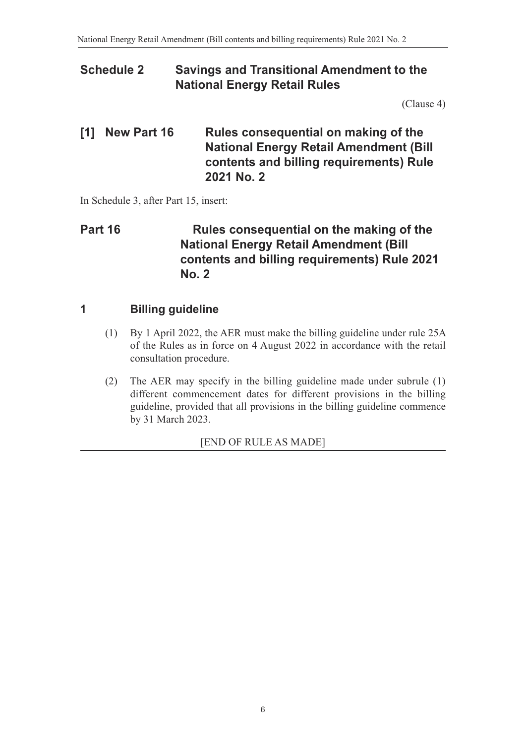# Schedule 2 Savings and Transitional Amendment to the National Energy Retail Rules

(Clause 4)

## [1] New Part 16 Rules consequential on making of the National Energy Retail Amendment (Bill contents and billing requirements) Rule 2021 No. 2

In Schedule 3, after Part 15, insert:

## Part 16 Rules consequential on the making of the National Energy Retail Amendment (Bill contents and billing requirements) Rule 2021 No. 2

### 1 Billing guideline

(1) By 1 April 2022, the AER must make the billing guideline under rule 25A of the Rules as in force on 4 August 2022 in accordance with the retail consultation procedure.

(2) The AER may specify in the billing guideline made under subrule (1) different commencement dates for different provisions in the billing guideline, provided that all provisions in the billing guideline commence by 31 March 2023.

[END OF RULE AS MADE]